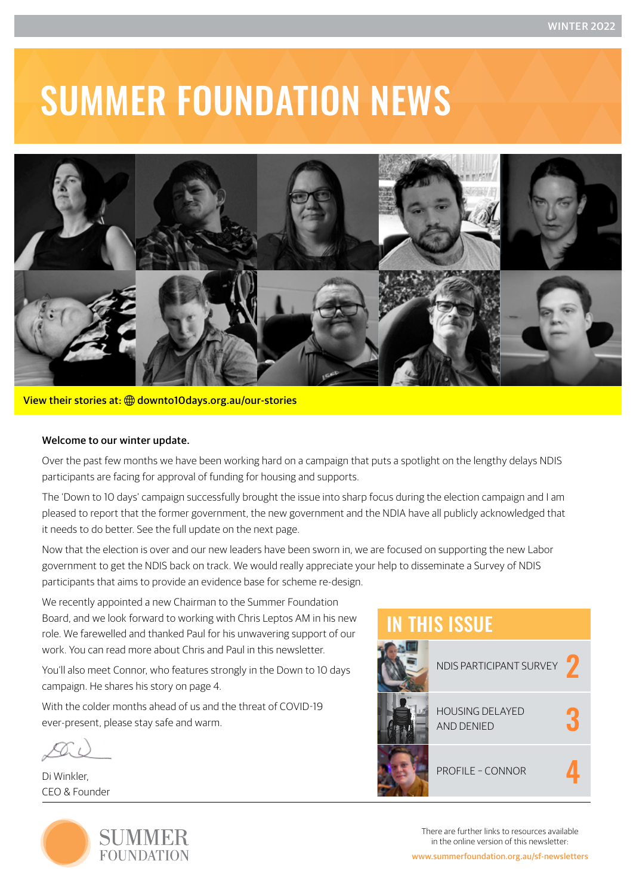WINTER 2022

# SUMMER FOUNDATION NEWS

**View their stories at:** downto10days.org.au/our-stories

**Welcome to our winter update.**

Over the past few months we have been working hard on a campaign that puts a spotlight on the lengthy delays NDIS participants are facing for approval of funding for housing and supports.

The 'Down to 10 days' campaign successfully brought the issue into sharp focus during the election campaign and I am pleased to report that the former government, the new government and the NDIA have all publicly acknowledged that it needs to do better. See the full update on the next page.

Now that the election is over and our new leaders have been sworn in, we are focused on supporting the new Labor government to get the NDIS back on track. We would really appreciate your help to disseminate a Survey of NDIS participants that aims to provide an evidence base for scheme re-design.

We recently appointed a new Chairman to the Summer Foundation Board, and we look forward to working with Chris Leptos AM in his new role. We farewelled and thanked Paul for his unwavering support of our work. You can read more about Chris and Paul in this newsletter.

You'll also meet Connor, who features strongly in the Down to 10 days campaign. He shares his story on page 4.

With the colder months ahead of us and the threat of COVID-19 ever-present, please stay safe and warm.

Di Winkler,
CEO & Founder

## IN THIS ISSUE

| | |
|---|---|
| NDIS PARTICIPANT SURVEY | 2 |
| HOUSING DELAYED AND DENIED | 3 |
| PROFILE – CONNOR | 4 |

SUMMER FOUNDATION

There are further links to resources available in the online version of this newsletter:
www.summerfoundation.org.au/sf-newsletters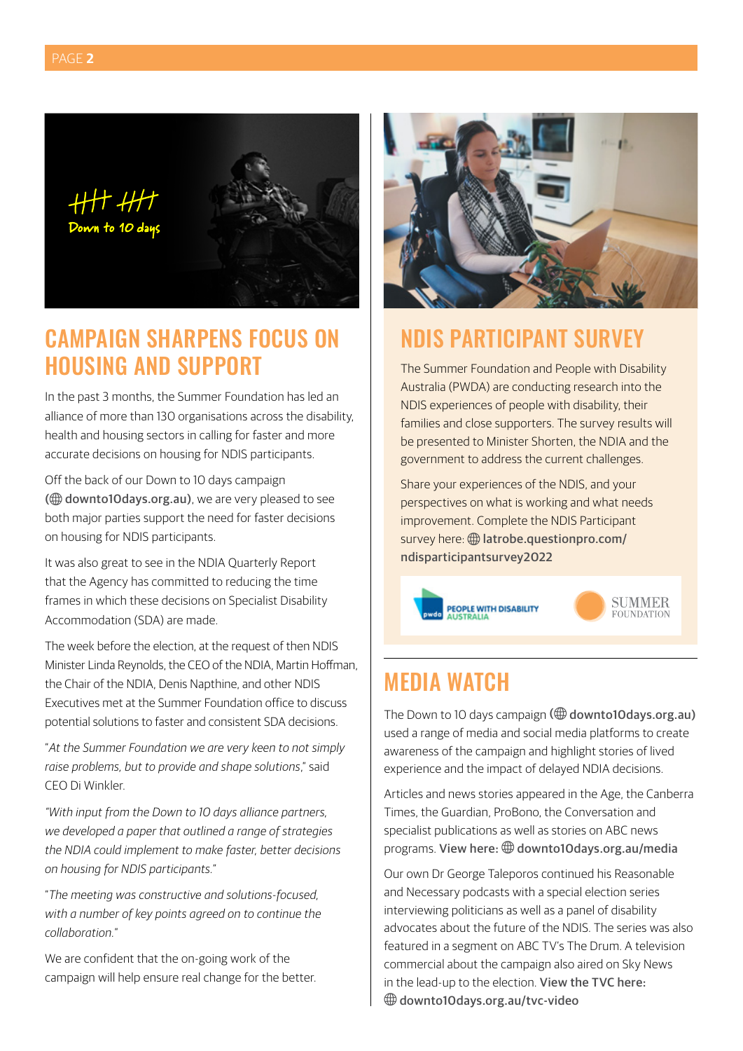## CAMPAIGN SHARPENS FOCUS ON HOUSING AND SUPPORT

In the past 3 months, the Summer Foundation has led an alliance of more than 130 organisations across the disability, health and housing sectors in calling for faster and more accurate decisions on housing for NDIS participants.

Off the back of our Down to 10 days campaign (**down to10days.org.au**), we are very pleased to see both major parties support the need for faster decisions on housing for NDIS participants.

It was also great to see in the NDIA Quarterly Report that the Agency has committed to reducing the time frames in which these decisions on Specialist Disability Accommodation (SDA) are made.

The week before the election, at the request of then NDIS Minister Linda Reynolds, the CEO of the NDIA, Martin Hoffman, the Chair of the NDIA, Denis Napthine, and other NDIS Executives met at the Summer Foundation office to discuss potential solutions to faster and consistent SDA decisions.

"*At the Summer Foundation we are very keen to not simply raise problems, but to provide and shape solutions*," said CEO Di Winkler.

*"With input from the Down to 10 days alliance partners, we developed a paper that outlined a range of strategies the NDIA could implement to make faster, better decisions on housing for NDIS participants."*

"*The meeting was constructive and solutions-focused, with a number of key points agreed on to continue the collaboration.*"

We are confident that the on-going work of the campaign will help ensure real change for the better.

## NDIS PARTICIPANT SURVEY

The Summer Foundation and People with Disability Australia (PWDA) are conducting research into the NDIS experiences of people with disability, their families and close supporters. The survey results will be presented to Minister Shorten, the NDIA and the government to address the current challenges.

Share your experiences of the NDIS, and your perspectives on what is working and what needs improvement. Complete the NDIS Participant survey here: **latrobe.questionpro.com/ndisparticipantsurvey2022**

## MEDIA WATCH

The Down to 10 days campaign (**downto10days.org.au**) used a range of media and social media platforms to create awareness of the campaign and highlight stories of lived experience and the impact of delayed NDIA decisions.

Articles and news stories appeared in the Age, the Canberra Times, the Guardian, ProBono, the Conversation and specialist publications as well as stories on ABC news programs. **View here: downto10days.org.au/media**

Our own Dr George Taleporos continued his Reasonable and Necessary podcasts with a special election series interviewing politicians as well as a panel of disability advocates about the future of the NDIS. The series was also featured in a segment on ABC TV's The Drum. A television commercial about the campaign also aired on Sky News in the lead-up to the election. **View the TVC here: downto10days.org.au/tvc-video**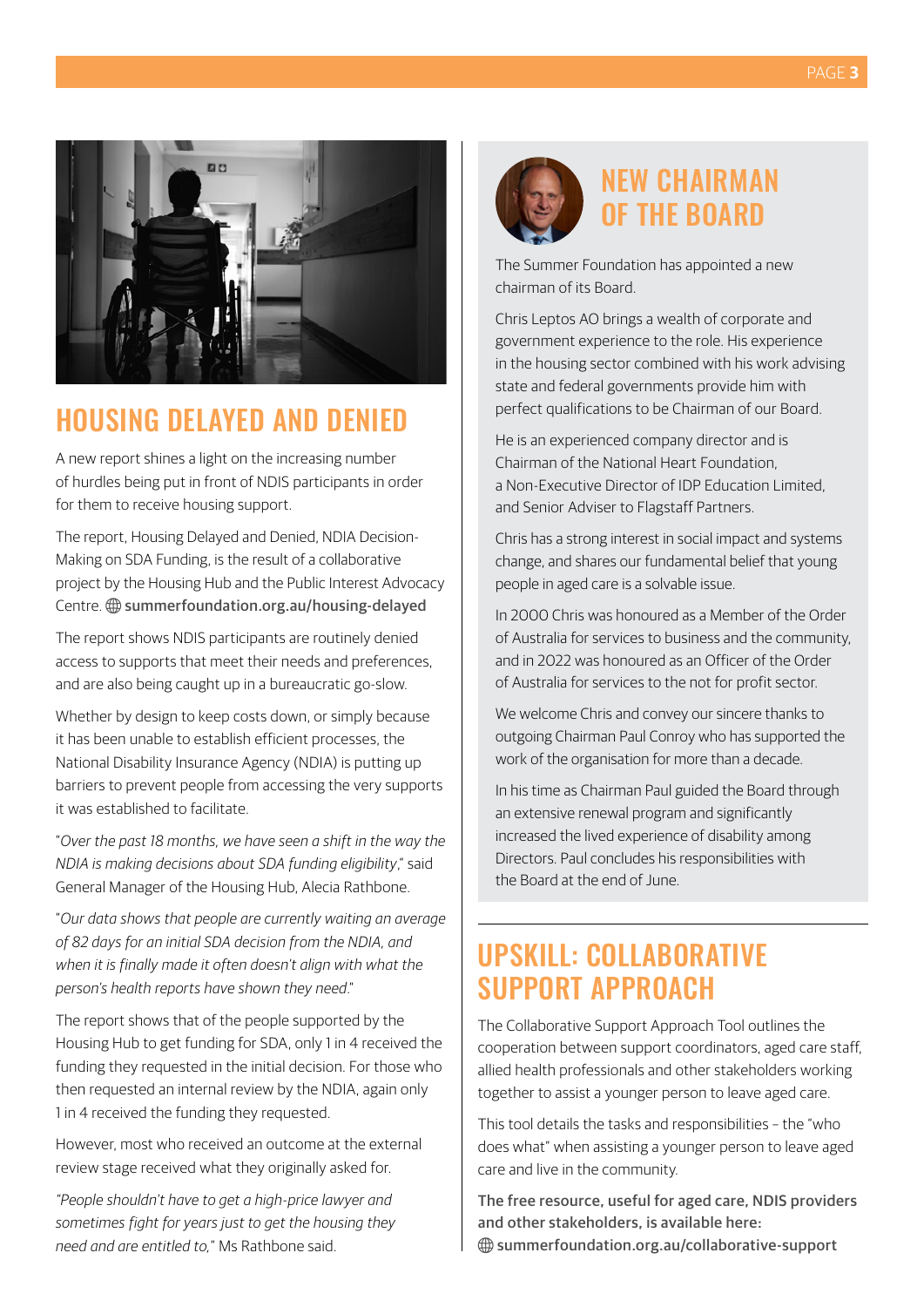## HOUSING DELAYED AND DENIED

A new report shines a light on the increasing number of hurdles being put in front of NDIS participants in order for them to receive housing support.

The report, Housing Delayed and Denied, NDIA Decision-Making on SDA Funding, is the result of a collaborative project by the Housing Hub and the Public Interest Advocacy Centre. 🌐 **summerfoundation.org.au/housing-delayed**

The report shows NDIS participants are routinely denied access to supports that meet their needs and preferences, and are also being caught up in a bureaucratic go-slow.

Whether by design to keep costs down, or simply because it has been unable to establish efficient processes, the National Disability Insurance Agency (NDIA) is putting up barriers to prevent people from accessing the very supports it was established to facilitate.

"*Over the past 18 months, we have seen a shift in the way the NDIA is making decisions about SDA funding eligibility*," said General Manager of the Housing Hub, Alecia Rathbone.

"*Our data shows that people are currently waiting an average of 82 days for an initial SDA decision from the NDIA, and when it is finally made it often doesn't align with what the person's health reports have shown they need*."

The report shows that of the people supported by the Housing Hub to get funding for SDA, only 1 in 4 received the funding they requested in the initial decision. For those who then requested an internal review by the NDIA, again only 1 in 4 received the funding they requested.

However, most who received an outcome at the external review stage received what they originally asked for.

*"People shouldn't have to get a high-price lawyer and sometimes fight for years just to get the housing they need and are entitled to,"* Ms Rathbone said.

## NEW CHAIRMAN OF THE BOARD

The Summer Foundation has appointed a new chairman of its Board.

Chris Leptos AO brings a wealth of corporate and government experience to the role. His experience in the housing sector combined with his work advising state and federal governments provide him with perfect qualifications to be Chairman of our Board.

He is an experienced company director and is Chairman of the National Heart Foundation, a Non-Executive Director of IDP Education Limited, and Senior Adviser to Flagstaff Partners.

Chris has a strong interest in social impact and systems change, and shares our fundamental belief that young people in aged care is a solvable issue.

In 2000 Chris was honoured as a Member of the Order of Australia for services to business and the community, and in 2022 was honoured as an Officer of the Order of Australia for services to the not for profit sector.

We welcome Chris and convey our sincere thanks to outgoing Chairman Paul Conroy who has supported the work of the organisation for more than a decade.

In his time as Chairman Paul guided the Board through an extensive renewal program and significantly increased the lived experience of disability among Directors. Paul concludes his responsibilities with the Board at the end of June.

## UPSKILL: COLLABORATIVE SUPPORT APPROACH

The Collaborative Support Approach Tool outlines the cooperation between support coordinators, aged care staff, allied health professionals and other stakeholders working together to assist a younger person to leave aged care.

This tool details the tasks and responsibilities – the "who does what" when assisting a younger person to leave aged care and live in the community.

**The free resource, useful for aged care, NDIS providers and other stakeholders, is available here:**
🌐 **summerfoundation.org.au/collaborative-support**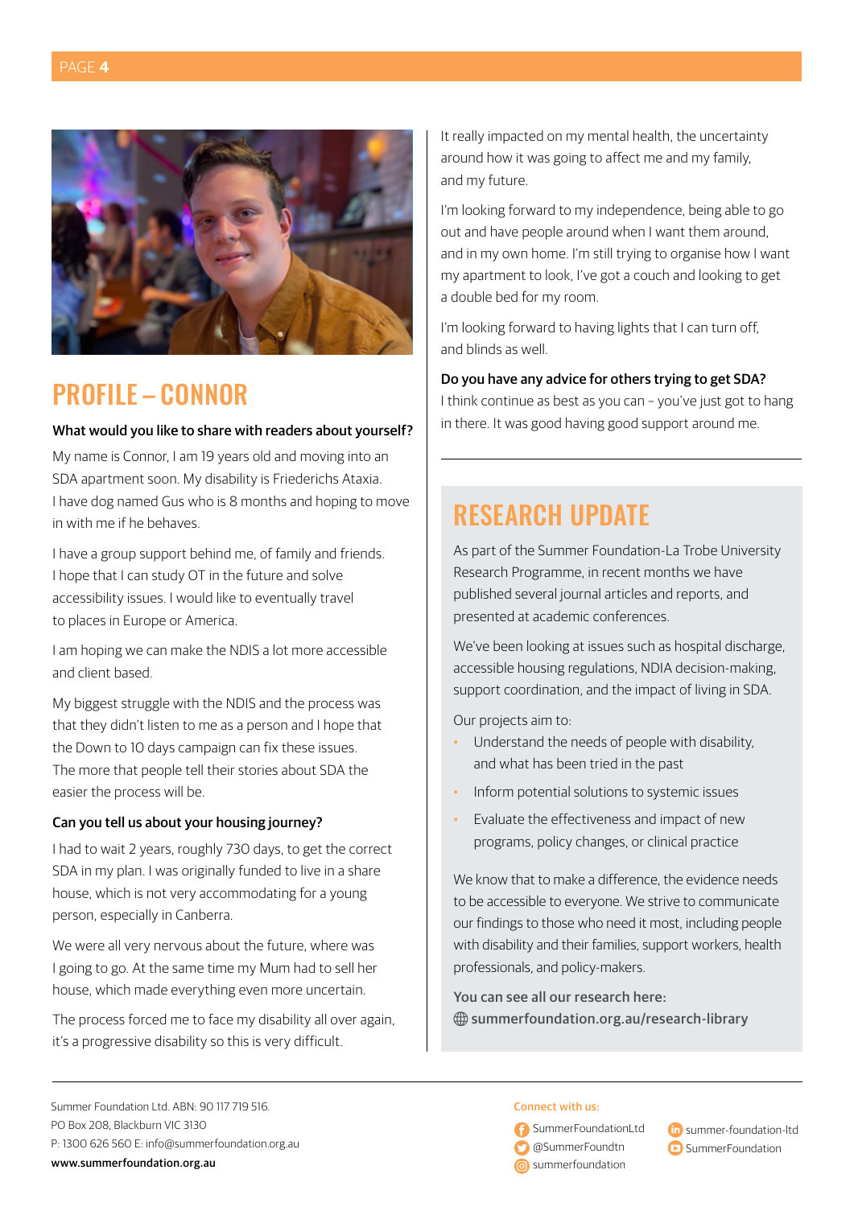## PROFILE – CONNOR

**What would you like to share with readers about yourself?**

My name is Connor, I am 19 years old and moving into an SDA apartment soon. My disability is Friederichs Ataxia. I have dog named Gus who is 8 months and hoping to move in with me if he behaves.

I have a group support behind me, of family and friends. I hope that I can study OT in the future and solve accessibility issues. I would like to eventually travel to places in Europe or America.

I am hoping we can make the NDIS a lot more accessible and client based.

My biggest struggle with the NDIS and the process was that they didn't listen to me as a person and I hope that the Down to 10 days campaign can fix these issues. The more that people tell their stories about SDA the easier the process will be.

**Can you tell us about your housing journey?**

I had to wait 2 years, roughly 730 days, to get the correct SDA in my plan. I was originally funded to live in a share house, which is not very accommodating for a young person, especially in Canberra.

We were all very nervous about the future, where was I going to go. At the same time my Mum had to sell her house, which made everything even more uncertain.

The process forced me to face my disability all over again, it's a progressive disability so this is very difficult.

It really impacted on my mental health, the uncertainty around how it was going to affect me and my family, and my future.

I'm looking forward to my independence, being able to go out and have people around when I want them around, and in my own home. I'm still trying to organise how I want my apartment to look, I've got a couch and looking to get a double bed for my room.

I'm looking forward to having lights that I can turn off, and blinds as well.

**Do you have any advice for others trying to get SDA?**

I think continue as best as you can – you've just got to hang in there. It was good having good support around me.

## RESEARCH UPDATE

As part of the Summer Foundation-La Trobe University Research Programme, in recent months we have published several journal articles and reports, and presented at academic conferences.

We've been looking at issues such as hospital discharge, accessible housing regulations, NDIA decision-making, support coordination, and the impact of living in SDA.

Our projects aim to:

- Understand the needs of people with disability, and what has been tried in the past
- Inform potential solutions to systemic issues
- Evaluate the effectiveness and impact of new programs, policy changes, or clinical practice

We know that to make a difference, the evidence needs to be accessible to everyone. We strive to communicate our findings to those who need it most, including people with disability and their families, support workers, health professionals, and policy-makers.

**You can see all our research here:**
**summerfoundation.org.au/research-library**

Summer Foundation Ltd. ABN: 90 117 719 516.
PO Box 208, Blackburn VIC 3130
P: 1300 626 560 E: info@summerfoundation.org.au
**www.summerfoundation.org.au**

**Connect with us:**
SummerFoundationLtd
@SummerFoundtn
summerfoundation
summer-foundation-ltd
SummerFoundation